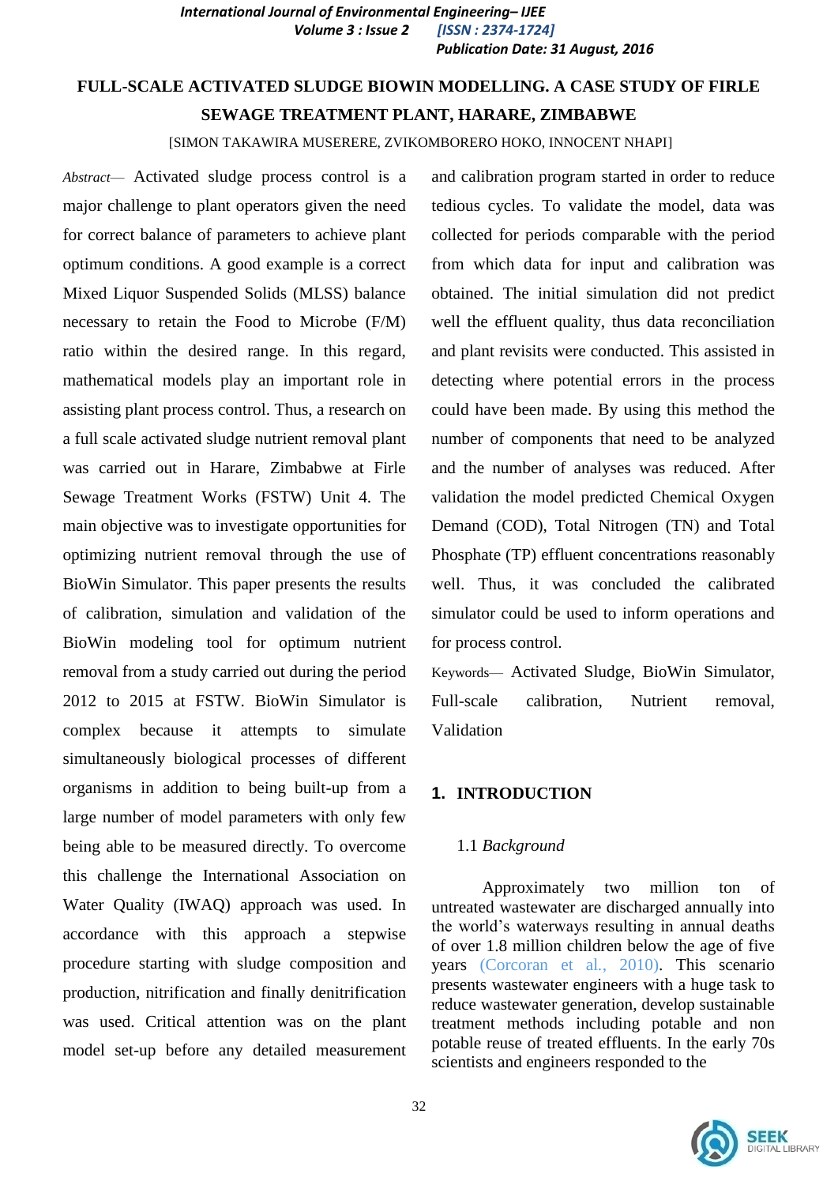# FULL-SCALE ACTIVATED SLUDGE BIOWIN MODELLING. A CASE STUDY OF FIRLE SEWAGE TREATMENT PLANT, HARARE, ZIMBABWE

[SIMON TAKAWIRA MUSERERE, ZVIKOMBORERO HOKO, INNOCENT NHAPI]

*Abstract*— Activated sludge process control is a major challenge to plant operators given the need for correct balance of parameters to achieve plant optimum conditions. A good example is a correct Mixed Liquor Suspended Solids (MLSS) balance necessary to retain the Food to Microbe (F/M) ratio within the desired range. In this regard, mathematical models play an important role in assisting plant process control. Thus, a research on a full scale activated sludge nutrient removal plant was carried out in Harare, Zimbabwe at Firle Sewage Treatment Works (FSTW) Unit 4. The main objective was to investigate opportunities for optimizing nutrient removal through the use of BioWin Simulator. This paper presents the results of calibration, simulation and validation of the BioWin modeling tool for optimum nutrient removal from a study carried out during the period 2012 to 2015 at FSTW. BioWin Simulator is complex because it attempts to simulate simultaneously biological processes of different organisms in addition to being built-up from a large number of model parameters with only few being able to be measured directly. To overcome this challenge the International Association on Water Quality (IWAQ) approach was used. In accordance with this approach a stepwise procedure starting with sludge composition and production, nitrification and finally denitrification was used. Critical attention was on the plant model set-up before any detailed measurement and calibration program started in order to reduce tedious cycles. To validate the model, data was collected for periods comparable with the period from which data for input and calibration was obtained. The initial simulation did not predict well the effluent quality, thus data reconciliation and plant revisits were conducted. This assisted in detecting where potential errors in the process could have been made. By using this method the number of components that need to be analyzed and the number of analyses was reduced. After validation the model predicted Chemical Oxygen Demand (COD), Total Nitrogen (TN) and Total Phosphate (TP) effluent concentrations reasonably well. Thus, it was concluded the calibrated simulator could be used to inform operations and for process control.

Keywords— Activated Sludge, BioWin Simulator, Full-scale calibration, Nutrient removal, Validation

## 1. INTRODUCTION

### 1.1 *Background*

Approximately two million ton of untreated wastewater are discharged annually into the world's waterways resulting in annual deaths of over 1.8 million children below the age of five years (Corcoran et al., 2010). This scenario presents wastewater engineers with a huge task to reduce wastewater generation, develop sustainable treatment methods including potable and non potable reuse of treated effluents. In the early 70s scientists and engineers responded to the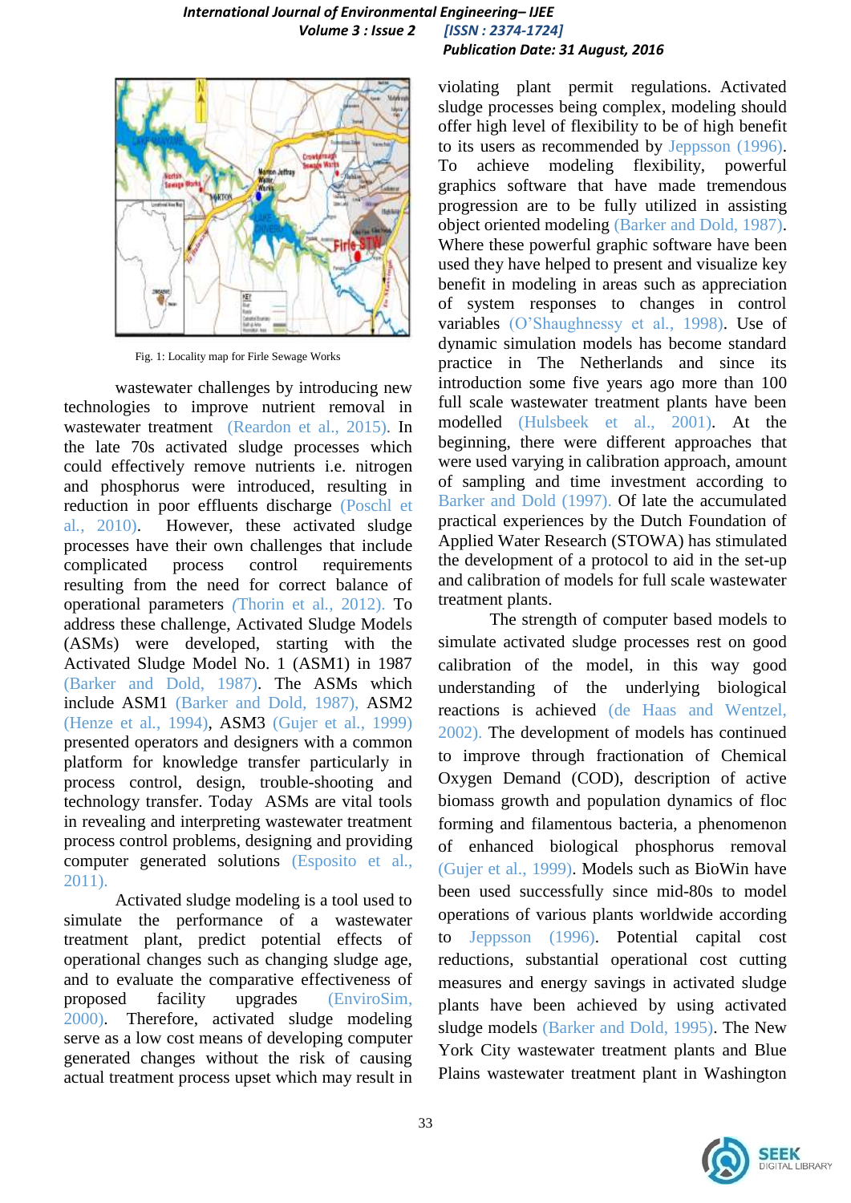Fig. 1: Locality map for Firle Sewage Works

wastewater challenges by introducing new technologies to improve nutrient removal in wastewater treatment (Reardon et al., 2015). In the late 70s activated sludge processes which could effectively remove nutrients i.e. nitrogen and phosphorus were introduced, resulting in reduction in poor effluents discharge (Poschl et al., 2010). However, these activated sludge processes have their own challenges that include complicated process control requirements resulting from the need for correct balance of operational parameters (Thorin et al., 2012). To address these challenge, Activated Sludge Models (ASMs) were developed, starting with the Activated Sludge Model No. 1 (ASM1) in 1987 (Barker and Dold, 1987). The ASMs which include ASM1 (Barker and Dold, 1987), ASM2 (Henze et al., 1994), ASM3 (Gujer et al., 1999) presented operators and designers with a common platform for knowledge transfer particularly in process control, design, trouble-shooting and technology transfer. Today ASMs are vital tools in revealing and interpreting wastewater treatment process control problems, designing and providing computer generated solutions (Esposito et al., 2011).

Activated sludge modeling is a tool used to simulate the performance of a wastewater treatment plant, predict potential effects of operational changes such as changing sludge age, and to evaluate the comparative effectiveness of proposed facility upgrades (EnviroSim, 2000). Therefore, activated sludge modeling serve as a low cost means of developing computer generated changes without the risk of causing actual treatment process upset which may result in violating plant permit regulations. Activated sludge processes being complex, modeling should offer high level of flexibility to be of high benefit to its users as recommended by Jeppsson (1996). To achieve modeling flexibility, powerful graphics software that have made tremendous progression are to be fully utilized in assisting object oriented modeling (Barker and Dold, 1987). Where these powerful graphic software have been used they have helped to present and visualize key benefit in modeling in areas such as appreciation of system responses to changes in control variables (O'Shaughnessy et al., 1998). Use of dynamic simulation models has become standard practice in The Netherlands and since its introduction some five years ago more than 100 full scale wastewater treatment plants have been modelled (Hulsbeek et al., 2001). At the beginning, there were different approaches that were used varying in calibration approach, amount of sampling and time investment according to Barker and Dold (1997). Of late the accumulated practical experiences by the Dutch Foundation of Applied Water Research (STOWA) has stimulated the development of a protocol to aid in the set-up and calibration of models for full scale wastewater treatment plants.

The strength of computer based models to simulate activated sludge processes rest on good calibration of the model, in this way good understanding of the underlying biological reactions is achieved (de Haas and Wentzel, 2002). The development of models has continued to improve through fractionation of Chemical Oxygen Demand (COD), description of active biomass growth and population dynamics of floc forming and filamentous bacteria, a phenomenon of enhanced biological phosphorus removal (Gujer et al., 1999). Models such as BioWin have been used successfully since mid-80s to model operations of various plants worldwide according to Jeppsson (1996). Potential capital cost reductions, substantial operational cost cutting measures and energy savings in activated sludge plants have been achieved by using activated sludge models (Barker and Dold, 1995). The New York City wastewater treatment plants and Blue Plains wastewater treatment plant in Washington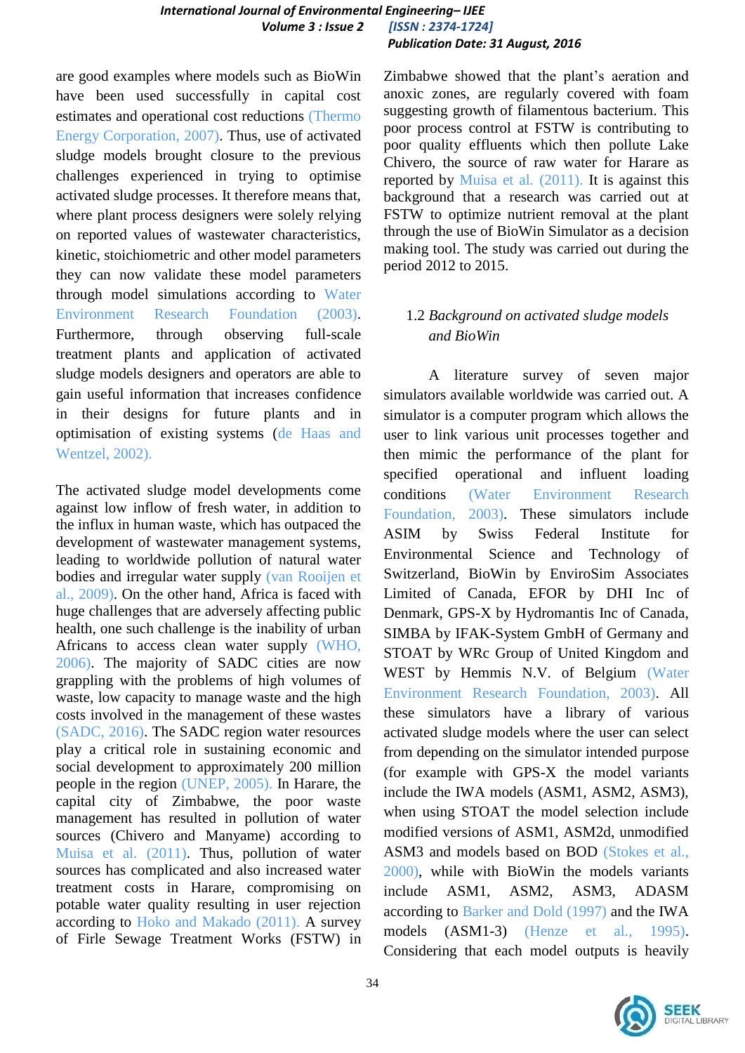are good examples where models such as BioWin have been used successfully in capital cost estimates and operational cost reductions (Thermo Energy Corporation, 2007). Thus, use of activated sludge models brought closure to the previous challenges experienced in trying to optimise activated sludge processes. It therefore means that, where plant process designers were solely relying on reported values of wastewater characteristics, kinetic, stoichiometric and other model parameters they can now validate these model parameters through model simulations according to Water Environment Research Foundation (2003). Furthermore, through observing full-scale treatment plants and application of activated sludge models designers and operators are able to gain useful information that increases confidence in their designs for future plants and in optimisation of existing systems (de Haas and Wentzel, 2002).

The activated sludge model developments come against low inflow of fresh water, in addition to the influx in human waste, which has outpaced the development of wastewater management systems, leading to worldwide pollution of natural water bodies and irregular water supply (van Rooijen et al., 2009). On the other hand, Africa is faced with huge challenges that are adversely affecting public health, one such challenge is the inability of urban Africans to access clean water supply (WHO, 2006). The majority of SADC cities are now grappling with the problems of high volumes of waste, low capacity to manage waste and the high costs involved in the management of these wastes (SADC, 2016). The SADC region water resources play a critical role in sustaining economic and social development to approximately 200 million people in the region (UNEP, 2005). In Harare, the capital city of Zimbabwe, the poor waste management has resulted in pollution of water sources (Chivero and Manyame) according to Muisa et al. (2011). Thus, pollution of water sources has complicated and also increased water treatment costs in Harare, compromising on potable water quality resulting in user rejection according to Hoko and Makado (2011). A survey of Firle Sewage Treatment Works (FSTW) in Zimbabwe showed that the plant's aeration and anoxic zones, are regularly covered with foam suggesting growth of filamentous bacterium. This poor process control at FSTW is contributing to poor quality effluents which then pollute Lake Chivero, the source of raw water for Harare as reported by Muisa et al. (2011). It is against this background that a research was carried out at FSTW to optimize nutrient removal at the plant through the use of BioWin Simulator as a decision making tool. The study was carried out during the period 2012 to 2015.

### 1.2 *Background on activated sludge models and BioWin*

A literature survey of seven major simulators available worldwide was carried out. A simulator is a computer program which allows the user to link various unit processes together and then mimic the performance of the plant for specified operational and influent loading conditions (Water Environment Research Foundation, 2003). These simulators include ASIM by Swiss Federal Institute for Environmental Science and Technology of Switzerland, BioWin by EnviroSim Associates Limited of Canada, EFOR by DHI Inc of Denmark, GPS-X by Hydromantis Inc of Canada, SIMBA by IFAK-System GmbH of Germany and STOAT by WRc Group of United Kingdom and WEST by Hemmis N.V. of Belgium (Water Environment Research Foundation, 2003). All these simulators have a library of various activated sludge models where the user can select from depending on the simulator intended purpose (for example with GPS-X the model variants include the IWA models (ASM1, ASM2, ASM3), when using STOAT the model selection include modified versions of ASM1, ASM2d, unmodified ASM3 and models based on BOD (Stokes et al., 2000), while with BioWin the models variants include ASM1, ASM2, ASM3, ADASM according to Barker and Dold (1997) and the IWA models (ASM1-3) (Henze et al., 1995). Considering that each model outputs is heavily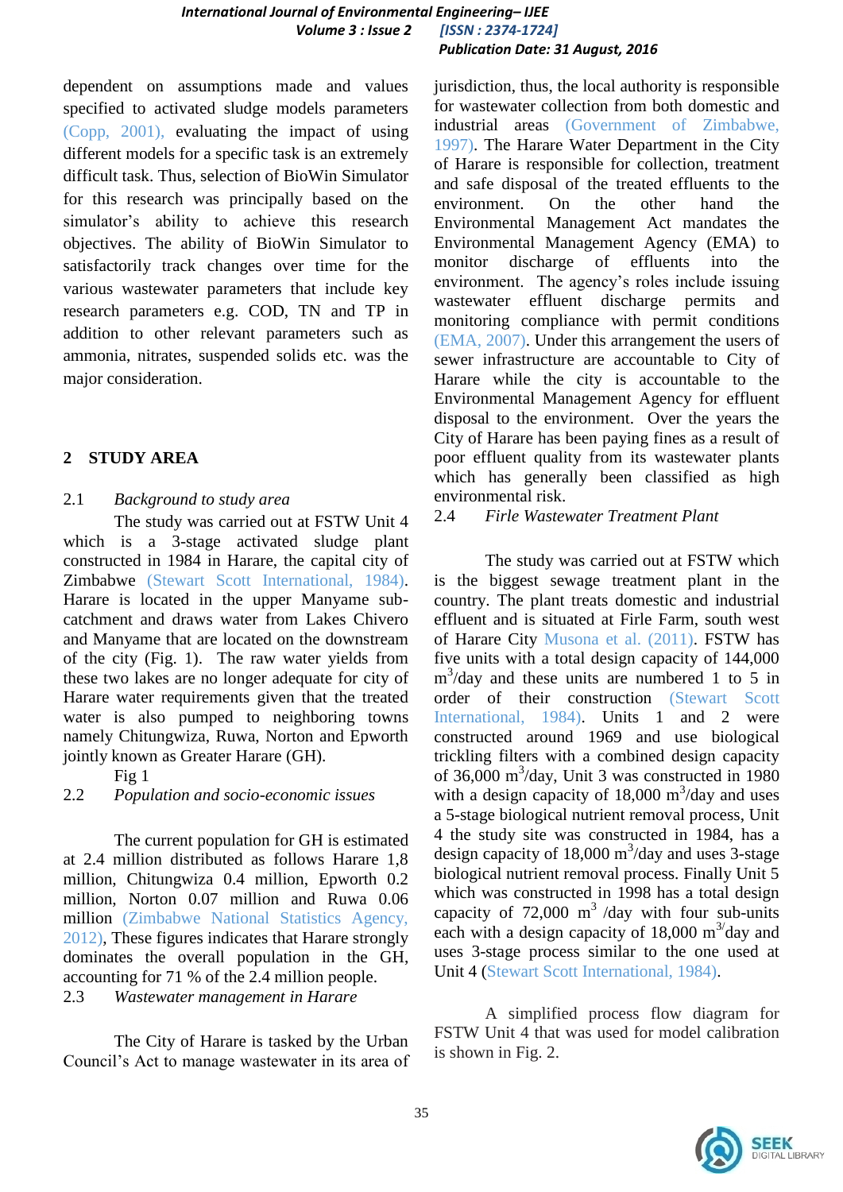dependent on assumptions made and values specified to activated sludge models parameters (Copp, 2001), evaluating the impact of using different models for a specific task is an extremely difficult task. Thus, selection of BioWin Simulator for this research was principally based on the simulator's ability to achieve this research objectives. The ability of BioWin Simulator to satisfactorily track changes over time for the various wastewater parameters that include key research parameters e.g. COD, TN and TP in addition to other relevant parameters such as ammonia, nitrates, suspended solids etc. was the major consideration.

## 2 STUDY AREA

### 2.1 *Background to study area*

The study was carried out at FSTW Unit 4 which is a 3-stage activated sludge plant constructed in 1984 in Harare, the capital city of Zimbabwe (Stewart Scott International, 1984). Harare is located in the upper Manyame sub-catchment and draws water from Lakes Chivero and Manyame that are located on the downstream of the city (Fig. 1). The raw water yields from these two lakes are no longer adequate for city of Harare water requirements given that the treated water is also pumped to neighboring towns namely Chitungwiza, Ruwa, Norton and Epworth jointly known as Greater Harare (GH).

Fig 1

### 2.2 *Population and socio-economic issues*

The current population for GH is estimated at 2.4 million distributed as follows Harare 1,8 million, Chitungwiza 0.4 million, Epworth 0.2 million, Norton 0.07 million and Ruwa 0.06 million (Zimbabwe National Statistics Agency, 2012), These figures indicates that Harare strongly dominates the overall population in the GH, accounting for 71 % of the 2.4 million people.

### 2.3 *Wastewater management in Harare*

The City of Harare is tasked by the Urban Council's Act to manage wastewater in its area of jurisdiction, thus, the local authority is responsible for wastewater collection from both domestic and industrial areas (Government of Zimbabwe, 1997). The Harare Water Department in the City of Harare is responsible for collection, treatment and safe disposal of the treated effluents to the environment. On the other hand the Environmental Management Act mandates the Environmental Management Agency (EMA) to monitor discharge of effluents into the environment. The agency's roles include issuing wastewater effluent discharge permits and monitoring compliance with permit conditions (EMA, 2007). Under this arrangement the users of sewer infrastructure are accountable to City of Harare while the city is accountable to the Environmental Management Agency for effluent disposal to the environment. Over the years the City of Harare has been paying fines as a result of poor effluent quality from its wastewater plants which has generally been classified as high environmental risk.

### 2.4 *Firle Wastewater Treatment Plant*

The study was carried out at FSTW which is the biggest sewage treatment plant in the country. The plant treats domestic and industrial effluent and is situated at Firle Farm, south west of Harare City Musona et al. (2011). FSTW has five units with a total design capacity of 144,000 $m^3$/day and these units are numbered 1 to 5 in order of their construction (Stewart Scott International, 1984). Units 1 and 2 were constructed around 1969 and use biological trickling filters with a combined design capacity of 36,000 $m^3$/day, Unit 3 was constructed in 1980 with a design capacity of 18,000 $m^3$/day and uses a 5-stage biological nutrient removal process, Unit 4 the study site was constructed in 1984, has a design capacity of 18,000 $m^3$/day and uses 3-stage biological nutrient removal process. Finally Unit 5 which was constructed in 1998 has a total design capacity of 72,000 $m^3$ /day with four sub-units each with a design capacity of 18,000 $m^{3/}$day and uses 3-stage process similar to the one used at Unit 4 (Stewart Scott International, 1984).

A simplified process flow diagram for FSTW Unit 4 that was used for model calibration is shown in Fig. 2.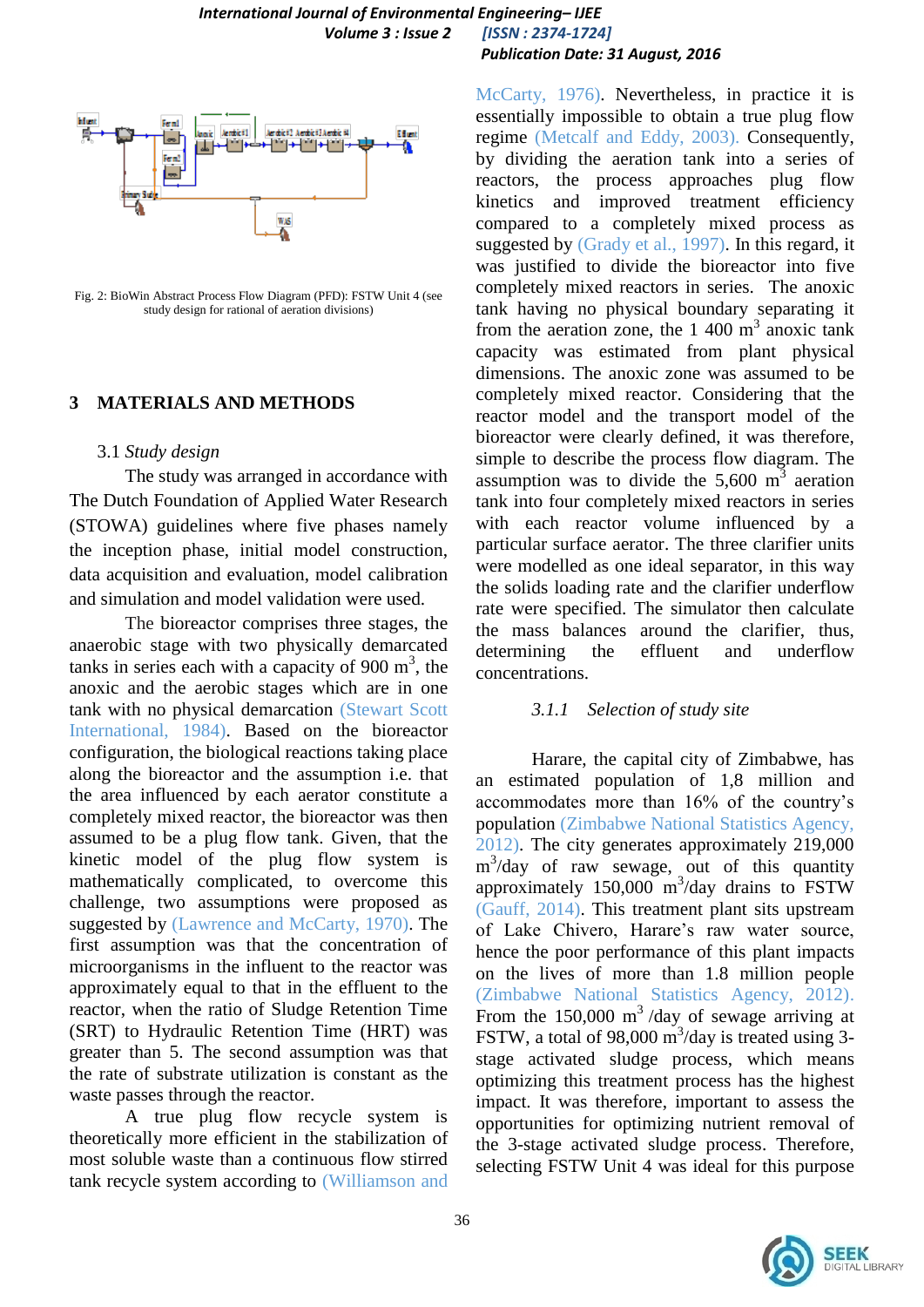Fig. 2: BioWin Abstract Process Flow Diagram (PFD): FSTW Unit 4 (see study design for rational of aeration divisions)

## 3 MATERIALS AND METHODS

### 3.1 *Study design*

The study was arranged in accordance with The Dutch Foundation of Applied Water Research (STOWA) guidelines where five phases namely the inception phase, initial model construction, data acquisition and evaluation, model calibration and simulation and model validation were used.

The bioreactor comprises three stages, the anaerobic stage with two physically demarcated tanks in series each with a capacity of 900 m$^3$, the anoxic and the aerobic stages which are in one tank with no physical demarcation (Stewart Scott International, 1984). Based on the bioreactor configuration, the biological reactions taking place along the bioreactor and the assumption i.e. that the area influenced by each aerator constitute a completely mixed reactor, the bioreactor was then assumed to be a plug flow tank. Given, that the kinetic model of the plug flow system is mathematically complicated, to overcome this challenge, two assumptions were proposed as suggested by (Lawrence and McCarty, 1970). The first assumption was that the concentration of microorganisms in the influent to the reactor was approximately equal to that in the effluent to the reactor, when the ratio of Sludge Retention Time (SRT) to Hydraulic Retention Time (HRT) was greater than 5. The second assumption was that the rate of substrate utilization is constant as the waste passes through the reactor.

A true plug flow recycle system is theoretically more efficient in the stabilization of most soluble waste than a continuous flow stirred tank recycle system according to (Williamson and McCarty, 1976). Nevertheless, in practice it is essentially impossible to obtain a true plug flow regime (Metcalf and Eddy, 2003). Consequently, by dividing the aeration tank into a series of reactors, the process approaches plug flow kinetics and improved treatment efficiency compared to a completely mixed process as suggested by (Grady et al., 1997). In this regard, it was justified to divide the bioreactor into five completely mixed reactors in series. The anoxic tank having no physical boundary separating it from the aeration zone, the 1 400 m$^3$ anoxic tank capacity was estimated from plant physical dimensions. The anoxic zone was assumed to be completely mixed reactor. Considering that the reactor model and the transport model of the bioreactor were clearly defined, it was therefore, simple to describe the process flow diagram. The assumption was to divide the 5,600 m$^3$ aeration tank into four completely mixed reactors in series with each reactor volume influenced by a particular surface aerator. The three clarifier units were modelled as one ideal separator, in this way the solids loading rate and the clarifier underflow rate were specified. The simulator then calculate the mass balances around the clarifier, thus, determining the effluent and underflow concentrations.

#### *3.1.1 Selection of study site*

Harare, the capital city of Zimbabwe, has an estimated population of 1,8 million and accommodates more than 16% of the country's population (Zimbabwe National Statistics Agency, 2012). The city generates approximately 219,000 m$^3$/day of raw sewage, out of this quantity approximately 150,000 m$^3$/day drains to FSTW (Gauff, 2014). This treatment plant sits upstream of Lake Chivero, Harare's raw water source, hence the poor performance of this plant impacts on the lives of more than 1.8 million people (Zimbabwe National Statistics Agency, 2012). From the 150,000 m$^3$ /day of sewage arriving at FSTW, a total of 98,000 m$^3$/day is treated using 3-stage activated sludge process, which means optimizing this treatment process has the highest impact. It was therefore, important to assess the opportunities for optimizing nutrient removal of the 3-stage activated sludge process. Therefore, selecting FSTW Unit 4 was ideal for this purpose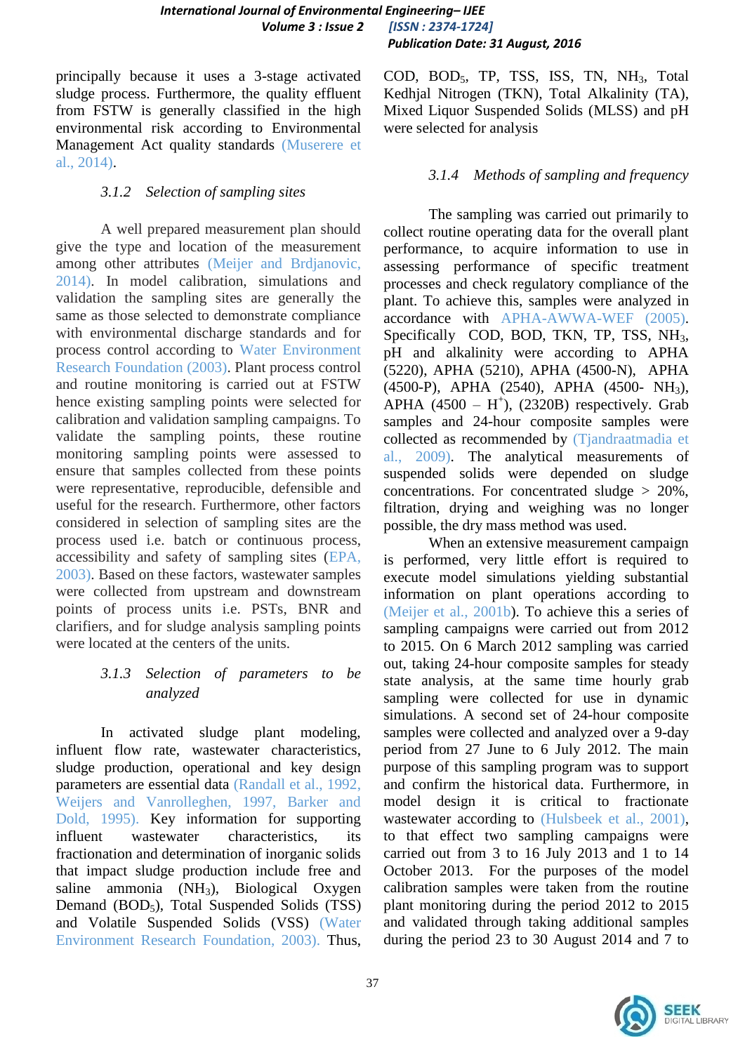principally because it uses a 3-stage activated sludge process. Furthermore, the quality effluent from FSTW is generally classified in the high environmental risk according to Environmental Management Act quality standards (Muserere et al., 2014).

### *3.1.2 Selection of sampling sites*

A well prepared measurement plan should give the type and location of the measurement among other attributes (Meijer and Brdjanovic, 2014). In model calibration, simulations and validation the sampling sites are generally the same as those selected to demonstrate compliance with environmental discharge standards and for process control according to Water Environment Research Foundation (2003). Plant process control and routine monitoring is carried out at FSTW hence existing sampling points were selected for calibration and validation sampling campaigns. To validate the sampling points, these routine monitoring sampling points were assessed to ensure that samples collected from these points were representative, reproducible, defensible and useful for the research. Furthermore, other factors considered in selection of sampling sites are the process used i.e. batch or continuous process, accessibility and safety of sampling sites (EPA, 2003). Based on these factors, wastewater samples were collected from upstream and downstream points of process units i.e. PSTs, BNR and clarifiers, and for sludge analysis sampling points were located at the centers of the units.

### *3.1.3 Selection of parameters to be analyzed*

In activated sludge plant modeling, influent flow rate, wastewater characteristics, sludge production, operational and key design parameters are essential data (Randall et al., 1992, Weijers and Vanrolleghen, 1997, Barker and Dold, 1995). Key information for supporting influent wastewater characteristics, its fractionation and determination of inorganic solids that impact sludge production include free and saline ammonia ($NH_3$), Biological Oxygen Demand ($BOD_5$), Total Suspended Solids (TSS) and Volatile Suspended Solids (VSS) (Water Environment Research Foundation, 2003). Thus, COD, $BOD_5$, TP, TSS, ISS, TN, $NH_3$, Total Kedhjal Nitrogen (TKN), Total Alkalinity (TA), Mixed Liquor Suspended Solids (MLSS) and pH were selected for analysis

### *3.1.4 Methods of sampling and frequency*

The sampling was carried out primarily to collect routine operating data for the overall plant performance, to acquire information to use in assessing performance of specific treatment processes and check regulatory compliance of the plant. To achieve this, samples were analyzed in accordance with APHA-AWWA-WEF (2005). Specifically COD, BOD, TKN, TP, TSS, $NH_3$, pH and alkalinity were according to APHA (5220), APHA (5210), APHA (4500-N), APHA (4500-P), APHA (2540), APHA (4500- $NH_3$), APHA (4500 – $H^+$), (2320B) respectively. Grab samples and 24-hour composite samples were collected as recommended by (Tjandraatmadia et al., 2009). The analytical measurements of suspended solids were depended on sludge concentrations. For concentrated sludge > 20%, filtration, drying and weighing was no longer possible, the dry mass method was used.

When an extensive measurement campaign is performed, very little effort is required to execute model simulations yielding substantial information on plant operations according to (Meijer et al., 2001b). To achieve this a series of sampling campaigns were carried out from 2012 to 2015. On 6 March 2012 sampling was carried out, taking 24-hour composite samples for steady state analysis, at the same time hourly grab sampling were collected for use in dynamic simulations. A second set of 24-hour composite samples were collected and analyzed over a 9-day period from 27 June to 6 July 2012. The main purpose of this sampling program was to support and confirm the historical data. Furthermore, in model design it is critical to fractionate wastewater according to (Hulsbeek et al., 2001), to that effect two sampling campaigns were carried out from 3 to 16 July 2013 and 1 to 14 October 2013. For the purposes of the model calibration samples were taken from the routine plant monitoring during the period 2012 to 2015 and validated through taking additional samples during the period 23 to 30 August 2014 and 7 to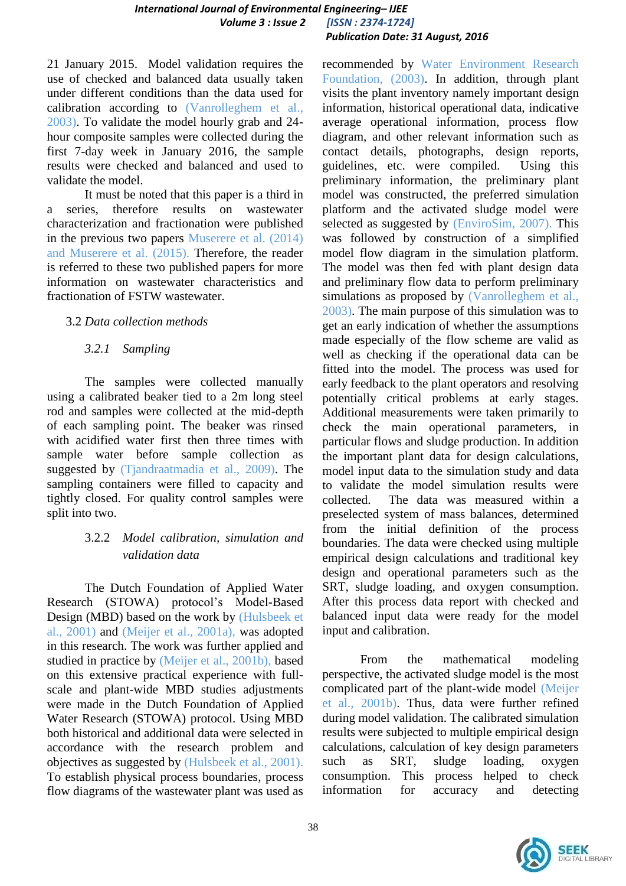21 January 2015. Model validation requires the use of checked and balanced data usually taken under different conditions than the data used for calibration according to (Vanrolleghem et al., 2003). To validate the model hourly grab and 24-hour composite samples were collected during the first 7-day week in January 2016, the sample results were checked and balanced and used to validate the model.

It must be noted that this paper is a third in a series, therefore results on wastewater characterization and fractionation were published in the previous two papers Muserere et al. (2014) and Muserere et al. (2015). Therefore, the reader is referred to these two published papers for more information on wastewater characteristics and fractionation of FSTW wastewater.

## 3.2 *Data collection methods*

### 3.2.1 *Sampling*

The samples were collected manually using a calibrated beaker tied to a 2m long steel rod and samples were collected at the mid-depth of each sampling point. The beaker was rinsed with acidified water first then three times with sample water before sample collection as suggested by (Tjandraatmadia et al., 2009). The sampling containers were filled to capacity and tightly closed. For quality control samples were split into two.

### 3.2.2 *Model calibration, simulation and validation data*

The Dutch Foundation of Applied Water Research (STOWA) protocol's Model-Based Design (MBD) based on the work by (Hulsbeek et al., 2001) and (Meijer et al., 2001a), was adopted in this research. The work was further applied and studied in practice by (Meijer et al., 2001b), based on this extensive practical experience with full-scale and plant-wide MBD studies adjustments were made in the Dutch Foundation of Applied Water Research (STOWA) protocol. Using MBD both historical and additional data were selected in accordance with the research problem and objectives as suggested by (Hulsbeek et al., 2001). To establish physical process boundaries, process flow diagrams of the wastewater plant was used as recommended by Water Environment Research Foundation, (2003). In addition, through plant visits the plant inventory namely important design information, historical operational data, indicative average operational information, process flow diagram, and other relevant information such as contact details, photographs, design reports, guidelines, etc. were compiled. Using this preliminary information, the preliminary plant model was constructed, the preferred simulation platform and the activated sludge model were selected as suggested by (EnviroSim, 2007). This was followed by construction of a simplified model flow diagram in the simulation platform. The model was then fed with plant design data and preliminary flow data to perform preliminary simulations as proposed by (Vanrolleghem et al., 2003). The main purpose of this simulation was to get an early indication of whether the assumptions made especially of the flow scheme are valid as well as checking if the operational data can be fitted into the model. The process was used for early feedback to the plant operators and resolving potentially critical problems at early stages. Additional measurements were taken primarily to check the main operational parameters, in particular flows and sludge production. In addition the important plant data for design calculations, model input data to the simulation study and data to validate the model simulation results were collected. The data was measured within a preselected system of mass balances, determined from the initial definition of the process boundaries. The data were checked using multiple empirical design calculations and traditional key design and operational parameters such as the SRT, sludge loading, and oxygen consumption. After this process data report with checked and balanced input data were ready for the model input and calibration.

From the mathematical modeling perspective, the activated sludge model is the most complicated part of the plant-wide model (Meijer et al., 2001b). Thus, data were further refined during model validation. The calibrated simulation results were subjected to multiple empirical design calculations, calculation of key design parameters such as SRT, sludge loading, oxygen consumption. This process helped to check information for accuracy and detecting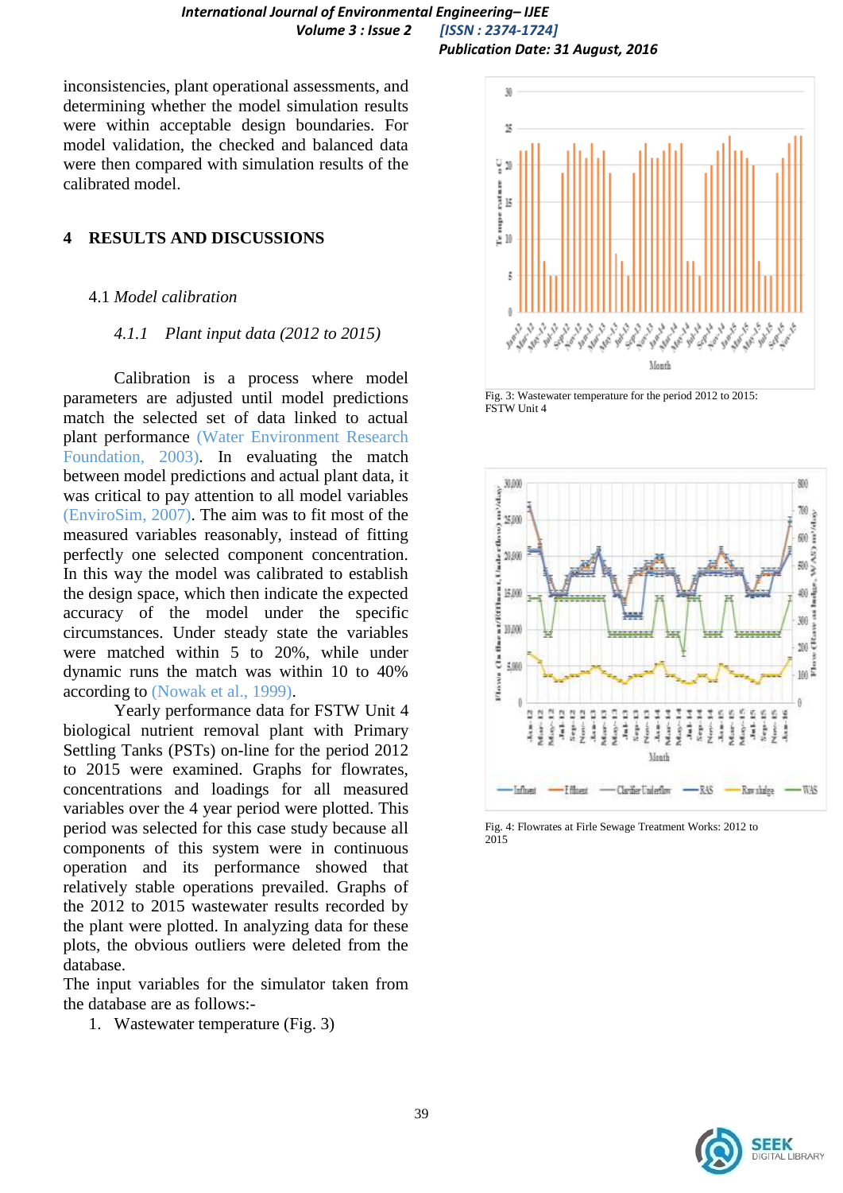inconsistencies, plant operational assessments, and determining whether the model simulation results were within acceptable design boundaries. For model validation, the checked and balanced data were then compared with simulation results of the calibrated model.

## 4 RESULTS AND DISCUSSIONS

### 4.1 *Model calibration*

#### *4.1.1 Plant input data (2012 to 2015)*

Calibration is a process where model parameters are adjusted until model predictions match the selected set of data linked to actual plant performance (Water Environment Research Foundation, 2003). In evaluating the match between model predictions and actual plant data, it was critical to pay attention to all model variables (EnviroSim, 2007). The aim was to fit most of the measured variables reasonably, instead of fitting perfectly one selected component concentration. In this way the model was calibrated to establish the design space, which then indicate the expected accuracy of the model under the specific circumstances. Under steady state the variables were matched within 5 to 20%, while under dynamic runs the match was within 10 to 40% according to (Nowak et al., 1999).

Yearly performance data for FSTW Unit 4 biological nutrient removal plant with Primary Settling Tanks (PSTs) on-line for the period 2012 to 2015 were examined. Graphs for flowrates, concentrations and loadings for all measured variables over the 4 year period were plotted. This period was selected for this case study because all components of this system were in continuous operation and its performance showed that relatively stable operations prevailed. Graphs of the 2012 to 2015 wastewater results recorded by the plant were plotted. In analyzing data for these plots, the obvious outliers were deleted from the database.

The input variables for the simulator taken from the database are as follows:-

1. Wastewater temperature (Fig. 3)

Fig. 3: Wastewater temperature for the period 2012 to 2015: FSTW Unit 4

Fig. 4: Flowrates at Firle Sewage Treatment Works: 2012 to 2015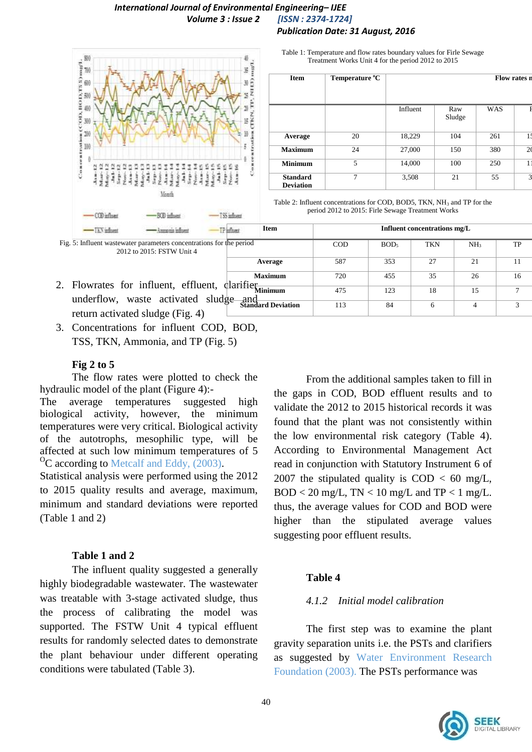Fig. 5: Influent wastewater parameters concentrations for the period 2012 to 2015: FSTW Unit 4

Table 1: Temperature and flow rates boundary values for Firle Sewage Treatment Works Unit 4 for the period 2012 to 2015

| Item | Temperature °C | Flow rates m | | | |
|---|---|---|---|---|---|
| | | Influent | Raw Sludge | WAS | F |
| Average | 20 | 18,229 | 104 | 261 | 15 |
| Maximum | 24 | 27,000 | 150 | 380 | 20 |
| Minimum | 5 | 14,000 | 100 | 250 | 11 |
| Standard Deviation | 7 | 3,508 | 21 | 55 | 3 |

Table 2: Influent concentrations for COD, BOD5, TKN, $NH_3$ and TP for the period 2012 to 2015: Firle Sewage Treatment Works

| Item | Influent concentrations mg/L | | | | |
|---|---|---|---|---|---|
| | COD | $BOD_5$ | TKN | $NH_3$ | TP |
| Average | 587 | 353 | 27 | 21 | 11 |
| Maximum | 720 | 455 | 35 | 26 | 16 |
| Minimum | 475 | 123 | 18 | 15 | 7 |
| Standard Deviation | 113 | 84 | 6 | 4 | 3 |

2. Flowrates for influent, effluent, clarifier underflow, waste activated sludge and return activated sludge (Fig. 4)
3. Concentrations for influent COD, BOD, TSS, TKN, Ammonia, and TP (Fig. 5)

**Fig 2 to 5**

The flow rates were plotted to check the hydraulic model of the plant (Figure 4):-
The average temperatures suggested high biological activity, however, the minimum temperatures were very critical. Biological activity of the autotrophs, mesophilic type, will be affected at such low minimum temperatures of 5 $^{O}$C according to Metcalf and Eddy, (2003).
Statistical analysis were performed using the 2012 to 2015 quality results and average, maximum, minimum and standard deviations were reported (Table 1 and 2)

**Table 1 and 2**

The influent quality suggested a generally highly biodegradable wastewater. The wastewater was treatable with 3-stage activated sludge, thus the process of calibrating the model was supported. The FSTW Unit 4 typical effluent results for randomly selected dates to demonstrate the plant behaviour under different operating conditions were tabulated (Table 3).

From the additional samples taken to fill in the gaps in COD, BOD effluent results and to validate the 2012 to 2015 historical records it was found that the plant was not consistently within the low environmental risk category (Table 4). According to Environmental Management Act read in conjunction with Statutory Instrument 6 of 2007 the stipulated quality is COD < 60 mg/L, BOD < 20 mg/L, TN < 10 mg/L and TP < 1 mg/L. thus, the average values for COD and BOD were higher than the stipulated average values suggesting poor effluent results.

**Table 4**

#### *4.1.2 Initial model calibration*

The first step was to examine the plant gravity separation units i.e. the PSTs and clarifiers as suggested by Water Environment Research Foundation (2003). The PSTs performance was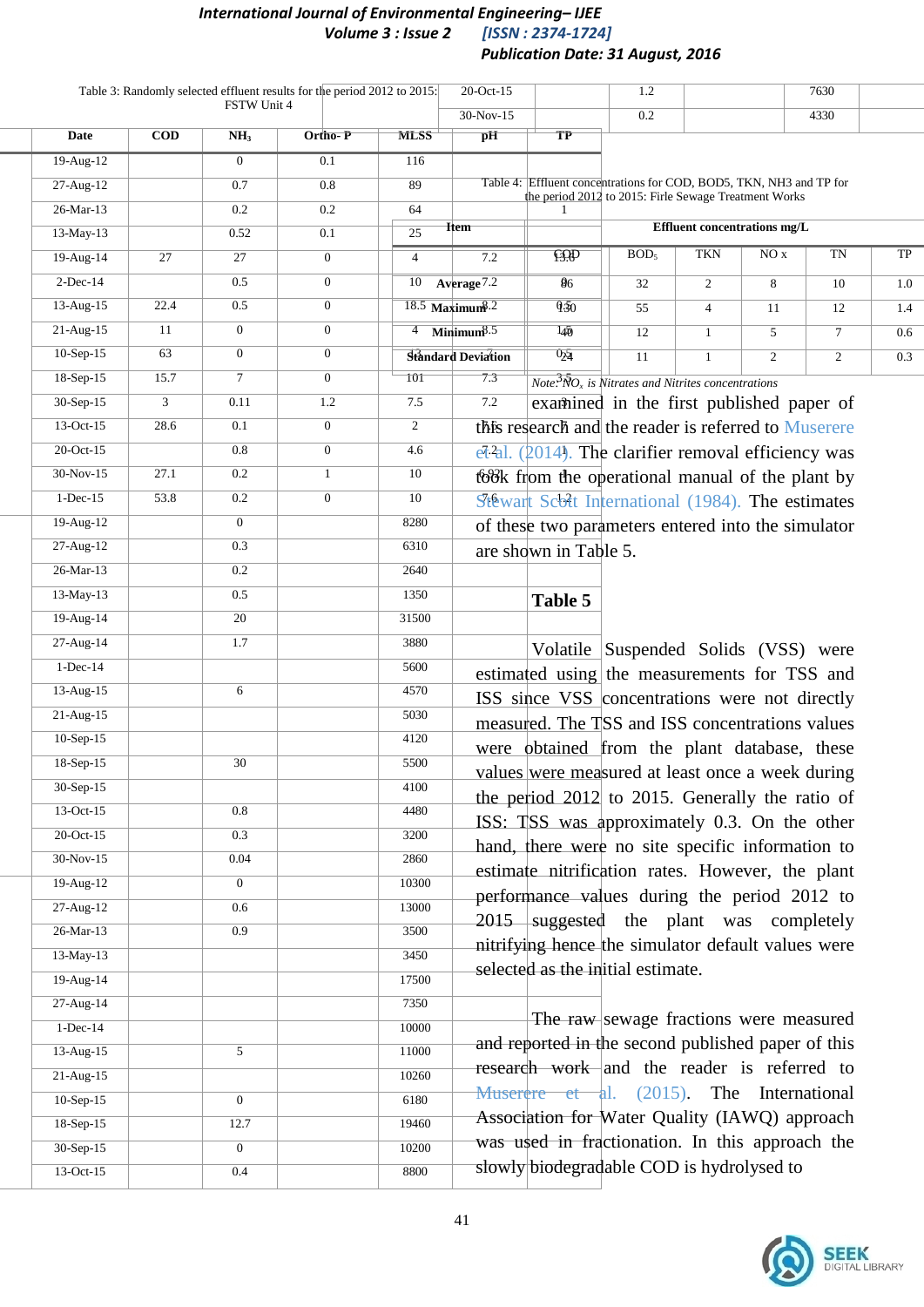Table 3: Randomly selected effluent results for the period 2012 to 2015: FSTW Unit 4

| Date | COD | $NH_3$ | Ortho- P | MLSS | pH | TP |
|---|---|---|---|---|---|---|
| 19-Aug-12 | | 0 | 0.1 | 116 | | |
| 27-Aug-12 | | 0.7 | 0.8 | 89 | | |
| 26-Mar-13 | | 0.2 | 0.2 | 64 | | 1 |
| 13-May-13 | | 0.52 | 0.1 | 25 | | |
| 19-Aug-14 | 27 | 27 | 0 | 4 | 7.2 | 13.6 |
| 2-Dec-14 | | 0.5 | 0 | 10 | 7.2 | 0 |
| 13-Aug-15 | 22.4 | 0.5 | 0 | 18.5 | 7.2 | 0.5 |
| 21-Aug-15 | 11 | 0 | 0 | 4 | 8.5 | 1.5 |
| 10-Sep-15 | 63 | 0 | 0 | 13 | | 0.5 |
| 18-Sep-15 | 15.7 | 7 | 0 | 101 | 7.3 | 3.5 |
| 30-Sep-15 | 3 | 0.11 | 1.2 | 7.5 | 7.2 | 3 |
| 13-Oct-15 | 28.6 | 0.1 | 0 | 2 | 7.5 | 7 |
| 20-Oct-15 | | 0.8 | 0 | 4.6 | 7.2 | 1 |
| 30-Nov-15 | 27.1 | 0.2 | 1 | 10 | 6.93 | 1 |
| 1-Dec-15 | 53.8 | 0.2 | 0 | 10 | 7.6 | 1.2 |
| 19-Aug-12 | | 0 | | 8280 | | |
| 27-Aug-12 | | 0.3 | | 6310 | | |
| 26-Mar-13 | | 0.2 | | 2640 | | |
| 13-May-13 | | 0.5 | | 1350 | | |
| 19-Aug-14 | | 20 | | 31500 | | |
| 27-Aug-14 | | 1.7 | | 3880 | | |
| 1-Dec-14 | | | | 5600 | | |
| 13-Aug-15 | | 6 | | 4570 | | |
| 21-Aug-15 | | | | 5030 | | |
| 10-Sep-15 | | | | 4120 | | |
| 18-Sep-15 | | 30 | | 5500 | | |
| 30-Sep-15 | | | | 4100 | | |
| 13-Oct-15 | | 0.8 | | 4480 | | |
| 20-Oct-15 | | 0.3 | | 3200 | | |
| 30-Nov-15 | | 0.04 | | 2860 | | |
| 19-Aug-12 | | 0 | | 10300 | | |
| 27-Aug-12 | | 0.6 | | 13000 | | |
| 26-Mar-13 | | 0.9 | | 3500 | | |
| 13-May-13 | | | | 3450 | | |
| 19-Aug-14 | | | | 17500 | | |
| 27-Aug-14 | | | | 7350 | | |
| 1-Dec-14 | | | | 10000 | | |
| 13-Aug-15 | | 5 | | 11000 | | |
| 21-Aug-15 | | | | 10260 | | |
| 10-Sep-15 | | 0 | | 6180 | | |
| 18-Sep-15 | | 12.7 | | 19460 | | |
| 30-Sep-15 | | 0 | | 10200 | | |
| 13-Oct-15 | | 0.4 | | 8800 | | |
| 20-Oct-15 | | 1.2 | | 7630 | | |
| 30-Nov-15 | | 0.2 | | 4330 | | |

Table 4: Effluent concentrations for COD, BOD5, TKN, NH3 and TP for the period 2012 to 2015: Firle Sewage Treatment Works

| Item | Effluent concentrations mg/L | | | | | |
|---|---|---|---|---|---|---|
| | COD | $BOD_5$ | TKN | $NO_x$ | TN | TP |
| **Average** | 96 | 32 | 2 | 8 | 10 | 1.0 |
| **Maximum** | 130 | 55 | 4 | 11 | 12 | 1.4 |
| **Minimum** | 40 | 12 | 1 | 5 | 7 | 0.6 |
| **Standard Deviation** | 24 | 11 | 1 | 2 | 2 | 0.3 |

*Note: $NO_x$ is Nitrates and Nitrites concentrations*

examined in the first published paper of this research and the reader is referred to Muserere et al. (2014). The clarifier removal efficiency was took from the operational manual of the plant by Stewart Scott International (1984). The estimates of these two parameters entered into the simulator are shown in Table 5.

**Table 5**

Volatile Suspended Solids (VSS) were estimated using the measurements for TSS and ISS since VSS concentrations were not directly measured. The TSS and ISS concentrations values were obtained from the plant database, these values were measured at least once a week during the period 2012 to 2015. Generally the ratio of ISS: TSS was approximately 0.3. On the other hand, there were no site specific information to estimate nitrification rates. However, the plant performance values during the period 2012 to 2015 suggested the plant was completely nitrifying hence the simulator default values were selected as the initial estimate.

The raw sewage fractions were measured and reported in the second published paper of this research work and the reader is referred to Muserere et al. (2015). The International Association for Water Quality (IAWQ) approach was used in fractionation. In this approach the slowly biodegradable COD is hydrolysed to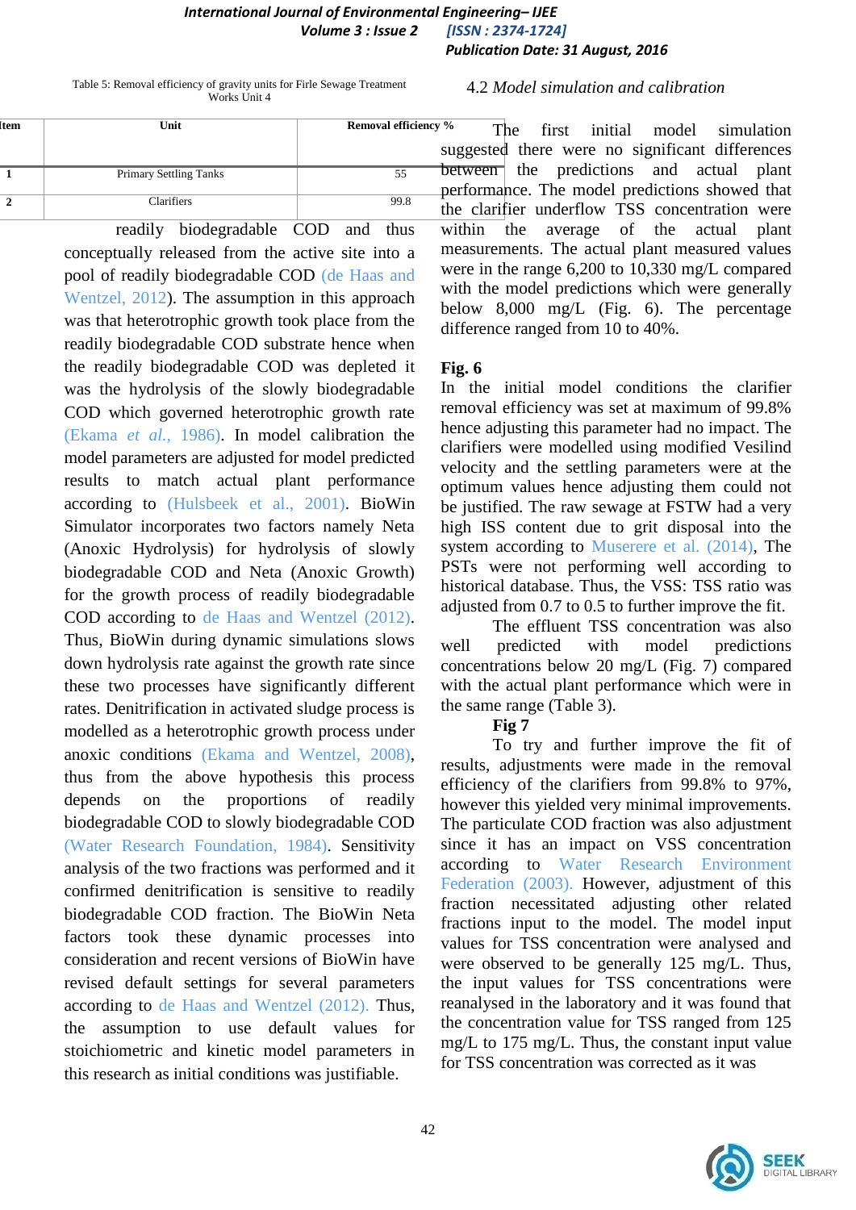Table 5: Removal efficiency of gravity units for Firle Sewage Treatment Works Unit 4

| Item | Unit | Removal efficiency % |
|---|---|---|
| 1 | Primary Settling Tanks | 55 |
| 2 | Clarifiers | 99.8 |

readily biodegradable COD and thus conceptually released from the active site into a pool of readily biodegradable COD (de Haas and Wentzel, 2012). The assumption in this approach was that heterotrophic growth took place from the readily biodegradable COD substrate hence when the readily biodegradable COD was depleted it was the hydrolysis of the slowly biodegradable COD which governed heterotrophic growth rate (Ekama *et al.*, 1986). In model calibration the model parameters are adjusted for model predicted results to match actual plant performance according to (Hulsbeek et al., 2001). BioWin Simulator incorporates two factors namely Neta (Anoxic Hydrolysis) for hydrolysis of slowly biodegradable COD and Neta (Anoxic Growth) for the growth process of readily biodegradable COD according to de Haas and Wentzel (2012). Thus, BioWin during dynamic simulations slows down hydrolysis rate against the growth rate since these two processes have significantly different rates. Denitrification in activated sludge process is modelled as a heterotrophic growth process under anoxic conditions (Ekama and Wentzel, 2008), thus from the above hypothesis this process depends on the proportions of readily biodegradable COD to slowly biodegradable COD (Water Research Foundation, 1984). Sensitivity analysis of the two fractions was performed and it confirmed denitrification is sensitive to readily biodegradable COD fraction. The BioWin Neta factors took these dynamic processes into consideration and recent versions of BioWin have revised default settings for several parameters according to de Haas and Wentzel (2012). Thus, the assumption to use default values for stoichiometric and kinetic model parameters in this research as initial conditions was justifiable.

## 4.2 *Model simulation and calibration*

The first initial model simulation suggested there were no significant differences between the predictions and actual plant performance. The model predictions showed that the clarifier underflow TSS concentration were within the average of the actual plant measurements. The actual plant measured values were in the range 6,200 to 10,330 mg/L compared with the model predictions which were generally below 8,000 mg/L (Fig. 6). The percentage difference ranged from 10 to 40%.

**Fig. 6**

In the initial model conditions the clarifier removal efficiency was set at maximum of 99.8% hence adjusting this parameter had no impact. The clarifiers were modelled using modified Vesilind velocity and the settling parameters were at the optimum values hence adjusting them could not be justified. The raw sewage at FSTW had a very high ISS content due to grit disposal into the system according to Muserere et al. (2014), The PSTs were not performing well according to historical database. Thus, the VSS: TSS ratio was adjusted from 0.7 to 0.5 to further improve the fit.

The effluent TSS concentration was also well predicted with model predictions concentrations below 20 mg/L (Fig. 7) compared with the actual plant performance which were in the same range (Table 3).

**Fig 7**

To try and further improve the fit of results, adjustments were made in the removal efficiency of the clarifiers from 99.8% to 97%, however this yielded very minimal improvements. The particulate COD fraction was also adjustment since it has an impact on VSS concentration according to Water Research Environment Federation (2003). However, adjustment of this fraction necessitated adjusting other related fractions input to the model. The model input values for TSS concentration were analysed and were observed to be generally 125 mg/L. Thus, the input values for TSS concentrations were reanalysed in the laboratory and it was found that the concentration value for TSS ranged from 125 mg/L to 175 mg/L. Thus, the constant input value for TSS concentration was corrected as it was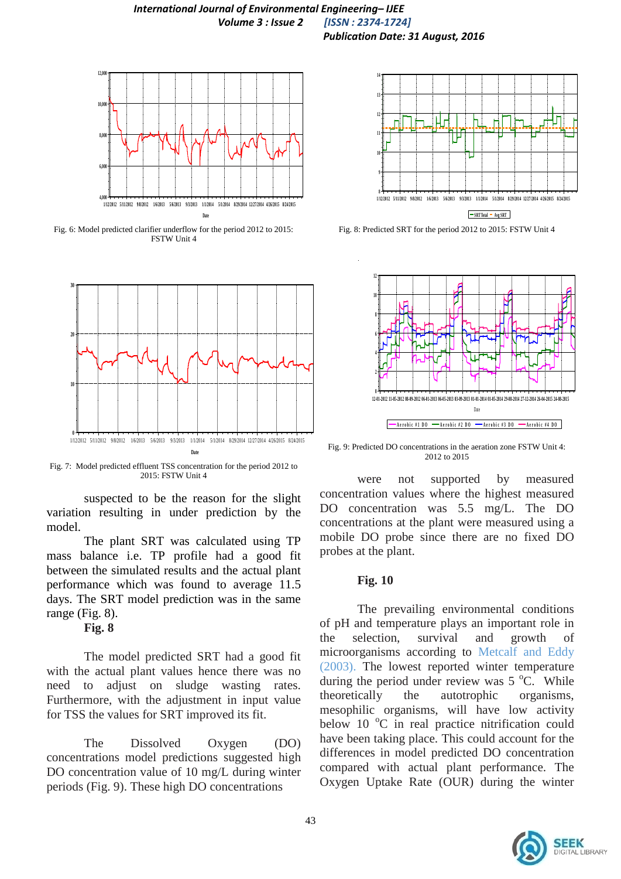Fig. 6: Model predicted clarifier underflow for the period 2012 to 2015: FSTW Unit 4

Fig. 8: Predicted SRT for the period 2012 to 2015: FSTW Unit 4

Fig. 7: Model predicted effluent TSS concentration for the period 2012 to 2015: FSTW Unit 4

Fig. 9: Predicted DO concentrations in the aeration zone FSTW Unit 4: 2012 to 2015

suspected to be the reason for the slight variation resulting in under prediction by the model.

The plant SRT was calculated using TP mass balance i.e. TP profile had a good fit between the simulated results and the actual plant performance which was found to average 11.5 days. The SRT model prediction was in the same range (Fig. 8).

**Fig. 8**

The model predicted SRT had a good fit with the actual plant values hence there was no need to adjust on sludge wasting rates. Furthermore, with the adjustment in input value for TSS the values for SRT improved its fit.

The Dissolved Oxygen (DO) concentrations model predictions suggested high DO concentration value of 10 mg/L during winter periods (Fig. 9). These high DO concentrations were not supported by measured concentration values where the highest measured DO concentration was 5.5 mg/L. The DO concentrations at the plant were measured using a mobile DO probe since there are no fixed DO probes at the plant.

**Fig. 10**

The prevailing environmental conditions of pH and temperature plays an important role in the selection, survival and growth of microorganisms according to Metcalf and Eddy (2003). The lowest reported winter temperature during the period under review was 5 $^{o}$C. While theoretically the autotrophic organisms, mesophilic organisms, will have low activity below 10 $^{o}$C in real practice nitrification could have been taking place. This could account for the differences in model predicted DO concentration compared with actual plant performance. The Oxygen Uptake Rate (OUR) during the winter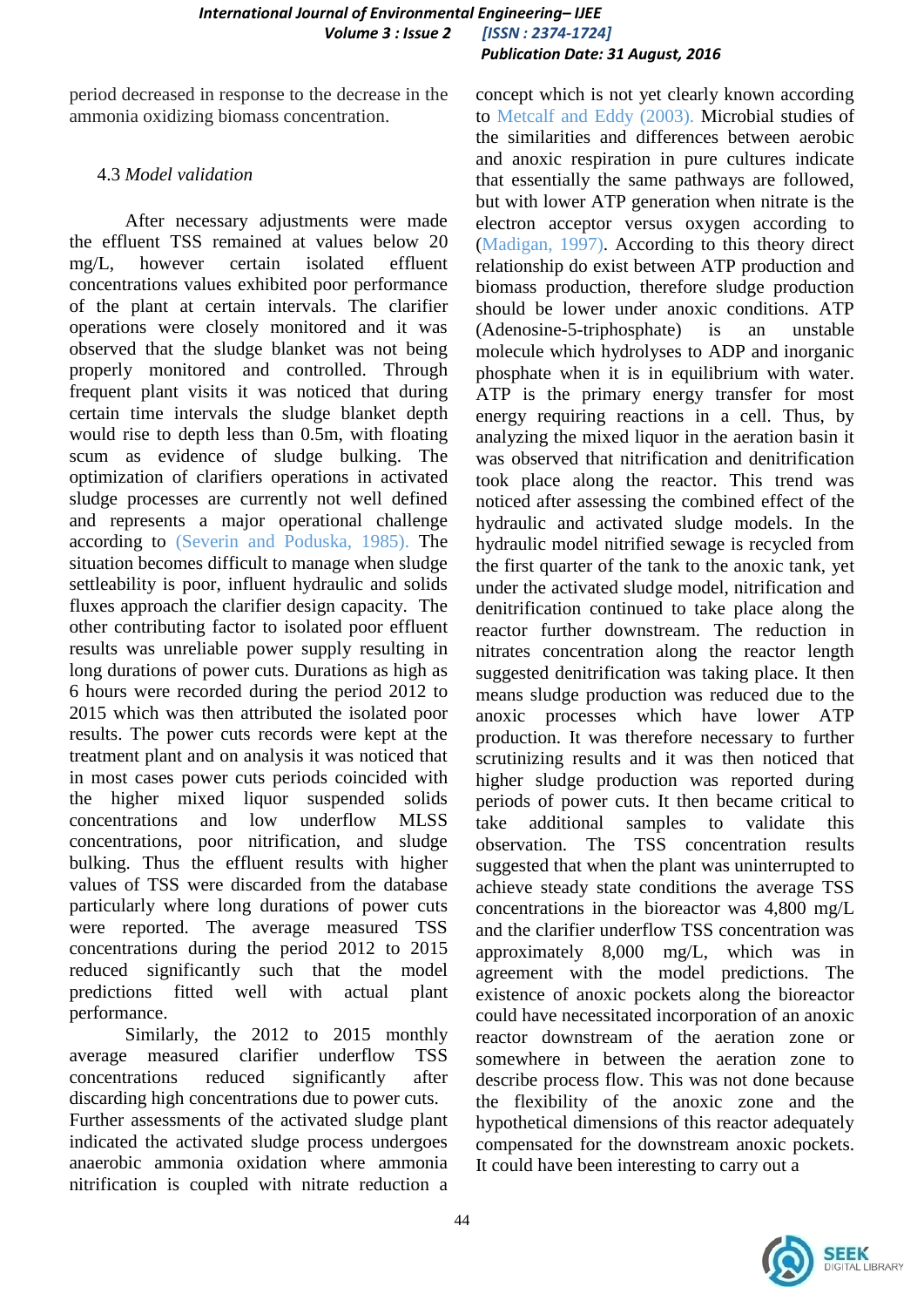period decreased in response to the decrease in the ammonia oxidizing biomass concentration.

### 4.3 *Model validation*

After necessary adjustments were made the effluent TSS remained at values below 20 mg/L, however certain isolated effluent concentrations values exhibited poor performance of the plant at certain intervals. The clarifier operations were closely monitored and it was observed that the sludge blanket was not being properly monitored and controlled. Through frequent plant visits it was noticed that during certain time intervals the sludge blanket depth would rise to depth less than 0.5m, with floating scum as evidence of sludge bulking. The optimization of clarifiers operations in activated sludge processes are currently not well defined and represents a major operational challenge according to (Severin and Poduska, 1985). The situation becomes difficult to manage when sludge settleability is poor, influent hydraulic and solids fluxes approach the clarifier design capacity. The other contributing factor to isolated poor effluent results was unreliable power supply resulting in long durations of power cuts. Durations as high as 6 hours were recorded during the period 2012 to 2015 which was then attributed the isolated poor results. The power cuts records were kept at the treatment plant and on analysis it was noticed that in most cases power cuts periods coincided with the higher mixed liquor suspended solids concentrations and low underflow MLSS concentrations, poor nitrification, and sludge bulking. Thus the effluent results with higher values of TSS were discarded from the database particularly where long durations of power cuts were reported. The average measured TSS concentrations during the period 2012 to 2015 reduced significantly such that the model predictions fitted well with actual plant performance.

Similarly, the 2012 to 2015 monthly average measured clarifier underflow TSS concentrations reduced significantly after discarding high concentrations due to power cuts. Further assessments of the activated sludge plant indicated the activated sludge process undergoes anaerobic ammonia oxidation where ammonia nitrification is coupled with nitrate reduction a concept which is not yet clearly known according to Metcalf and Eddy (2003). Microbial studies of the similarities and differences between aerobic and anoxic respiration in pure cultures indicate that essentially the same pathways are followed, but with lower ATP generation when nitrate is the electron acceptor versus oxygen according to (Madigan, 1997). According to this theory direct relationship do exist between ATP production and biomass production, therefore sludge production should be lower under anoxic conditions. ATP (Adenosine-5-triphosphate) is an unstable molecule which hydrolyses to ADP and inorganic phosphate when it is in equilibrium with water. ATP is the primary energy transfer for most energy requiring reactions in a cell. Thus, by analyzing the mixed liquor in the aeration basin it was observed that nitrification and denitrification took place along the reactor. This trend was noticed after assessing the combined effect of the hydraulic and activated sludge models. In the hydraulic model nitrified sewage is recycled from the first quarter of the tank to the anoxic tank, yet under the activated sludge model, nitrification and denitrification continued to take place along the reactor further downstream. The reduction in nitrates concentration along the reactor length suggested denitrification was taking place. It then means sludge production was reduced due to the anoxic processes which have lower ATP production. It was therefore necessary to further scrutinizing results and it was then noticed that higher sludge production was reported during periods of power cuts. It then became critical to take additional samples to validate this observation. The TSS concentration results suggested that when the plant was uninterrupted to achieve steady state conditions the average TSS concentrations in the bioreactor was 4,800 mg/L and the clarifier underflow TSS concentration was approximately 8,000 mg/L, which was in agreement with the model predictions. The existence of anoxic pockets along the bioreactor could have necessitated incorporation of an anoxic reactor downstream of the aeration zone or somewhere in between the aeration zone to describe process flow. This was not done because the flexibility of the anoxic zone and the hypothetical dimensions of this reactor adequately compensated for the downstream anoxic pockets. It could have been interesting to carry out a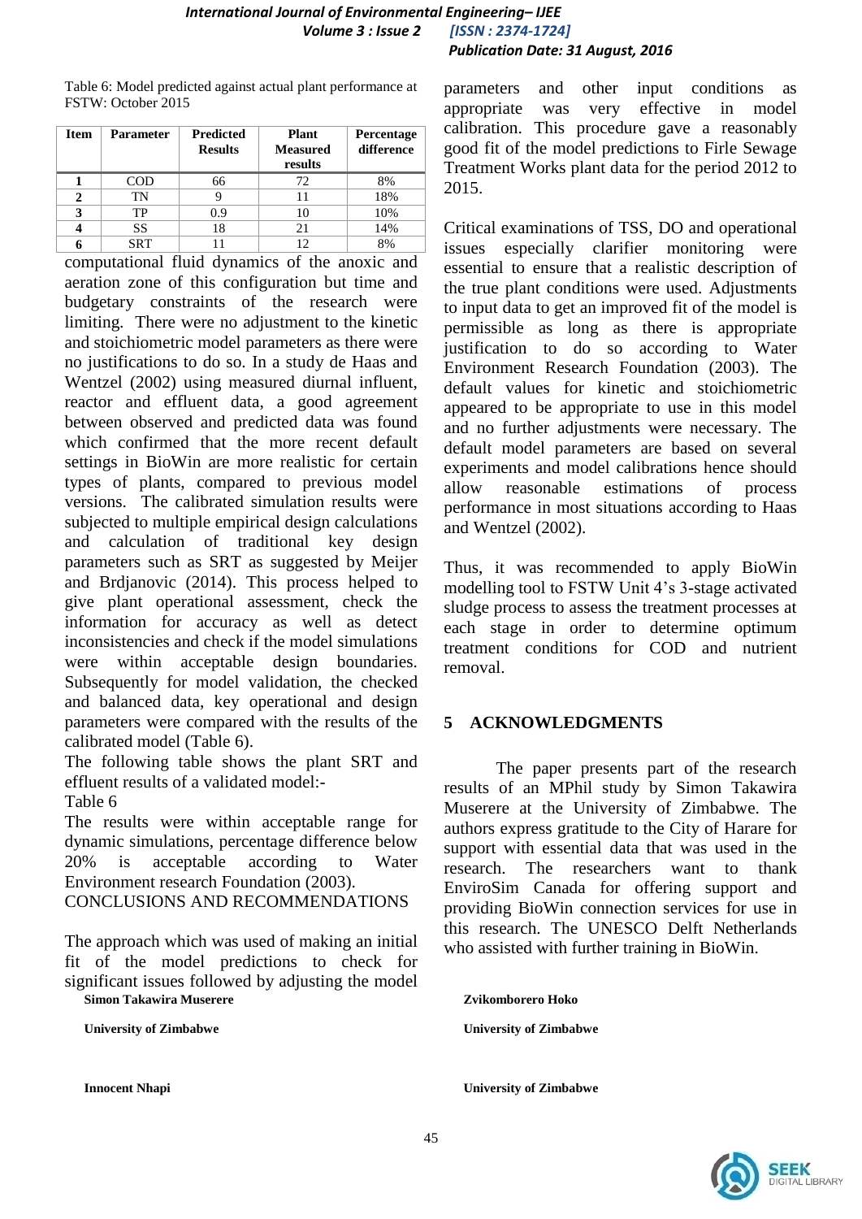Table 6: Model predicted against actual plant performance at FSTW: October 2015

| Item | Parameter | Predicted Results | Plant Measured results | Percentage difference |
|---|---|---|---|---|
| 1 | COD | 66 | 72 | 8% |
| 2 | TN | 9 | 11 | 18% |
| 3 | TP | 0.9 | 10 | 10% |
| 4 | SS | 18 | 21 | 14% |
| 6 | SRT | 11 | 12 | 8% |

computational fluid dynamics of the anoxic and aeration zone of this configuration but time and budgetary constraints of the research were limiting. There were no adjustment to the kinetic and stoichiometric model parameters as there were no justifications to do so. In a study de Haas and Wentzel (2002) using measured diurnal influent, reactor and effluent data, a good agreement between observed and predicted data was found which confirmed that the more recent default settings in BioWin are more realistic for certain types of plants, compared to previous model versions. The calibrated simulation results were subjected to multiple empirical design calculations and calculation of traditional key design parameters such as SRT as suggested by Meijer and Brdjanovic (2014). This process helped to give plant operational assessment, check the information for accuracy as well as detect inconsistencies and check if the model simulations were within acceptable design boundaries. Subsequently for model validation, the checked and balanced data, key operational and design parameters were compared with the results of the calibrated model (Table 6).

The following table shows the plant SRT and effluent results of a validated model:-

Table 6

The results were within acceptable range for dynamic simulations, percentage difference below 20% is acceptable according to Water Environment research Foundation (2003).

CONCLUSIONS AND RECOMMENDATIONS

The approach which was used of making an initial fit of the model predictions to check for significant issues followed by adjusting the model parameters and other input conditions as appropriate was very effective in model calibration. This procedure gave a reasonably good fit of the model predictions to Firle Sewage Treatment Works plant data for the period 2012 to 2015.

Critical examinations of TSS, DO and operational issues especially clarifier monitoring were essential to ensure that a realistic description of the true plant conditions were used. Adjustments to input data to get an improved fit of the model is permissible as long as there is appropriate justification to do so according to Water Environment Research Foundation (2003). The default values for kinetic and stoichiometric appeared to be appropriate to use in this model and no further adjustments were necessary. The default model parameters are based on several experiments and model calibrations hence should allow reasonable estimations of process performance in most situations according to Haas and Wentzel (2002).

Thus, it was recommended to apply BioWin modelling tool to FSTW Unit 4's 3-stage activated sludge process to assess the treatment processes at each stage in order to determine optimum treatment conditions for COD and nutrient removal.

## 5 ACKNOWLEDGMENTS

The paper presents part of the research results of an MPhil study by Simon Takawira Muserere at the University of Zimbabwe. The authors express gratitude to the City of Harare for support with essential data that was used in the research. The researchers want to thank EnviroSim Canada for offering support and providing BioWin connection services for use in this research. The UNESCO Delft Netherlands who assisted with further training in BioWin.

**Simon Takawira Muserere**

**University of Zimbabwe**

**Zvikomborero Hoko**

**University of Zimbabwe**

**Innocent Nhapi**

**University of Zimbabwe**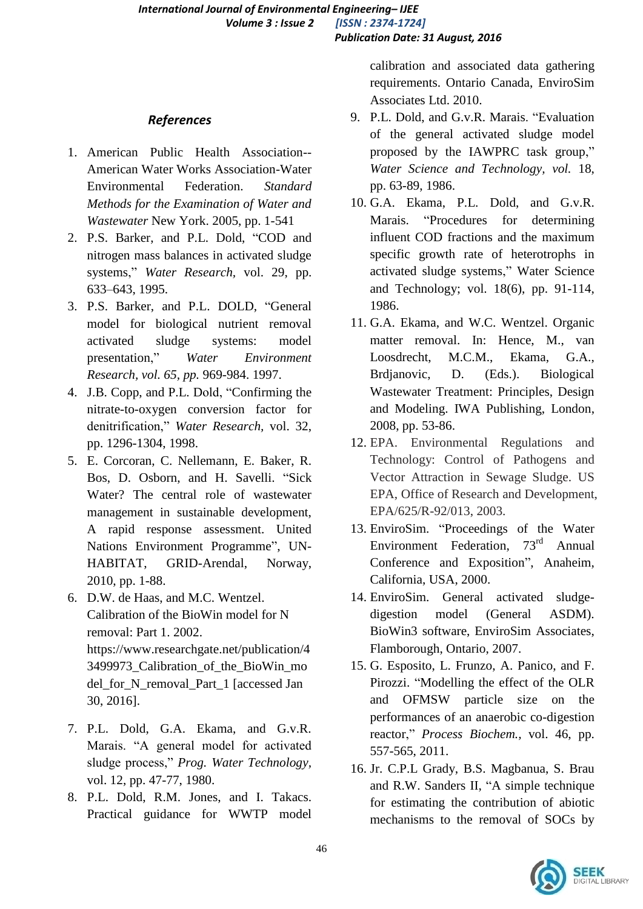## References

1. American Public Health Association--American Water Works Association-Water Environmental Federation. *Standard Methods for the Examination of Water and Wastewater* New York. 2005, pp. 1-541
2. P.S. Barker, and P.L. Dold, "COD and nitrogen mass balances in activated sludge systems," *Water Research*, vol. 29, pp. 633–643, 1995.
3. P.S. Barker, and P.L. DOLD, "General model for biological nutrient removal activated sludge systems: model presentation," *Water Environment Research, vol. 65, pp.* 969-984. 1997.
4. J.B. Copp, and P.L. Dold, "Confirming the nitrate-to-oxygen conversion factor for denitrification," *Water Research*, vol. 32, pp. 1296-1304, 1998.
5. E. Corcoran, C. Nellemann, E. Baker, R. Bos, D. Osborn, and H. Savelli. "Sick Water? The central role of wastewater management in sustainable development, A rapid response assessment. United Nations Environment Programme", UN-HABITAT, GRID-Arendal, Norway, 2010, pp. 1-88.
6. D.W. de Haas, and M.C. Wentzel. Calibration of the BioWin model for N removal: Part 1. 2002. https://www.researchgate.net/publication/43499973_Calibration_of_the_BioWin_model_for_N_removal_Part_1 [accessed Jan 30, 2016].
7. P.L. Dold, G.A. Ekama, and G.v.R. Marais. "A general model for activated sludge process," *Prog. Water Technology*, vol. 12, pp. 47-77, 1980.
8. P.L. Dold, R.M. Jones, and I. Takacs. Practical guidance for WWTP model calibration and associated data gathering requirements. Ontario Canada, EnviroSim Associates Ltd. 2010.
9. P.L. Dold, and G.v.R. Marais. "Evaluation of the general activated sludge model proposed by the IAWPRC task group," *Water Science and Technology, vol.* 18, pp. 63-89, 1986.
10. G.A. Ekama, P.L. Dold, and G.v.R. Marais. "Procedures for determining influent COD fractions and the maximum specific growth rate of heterotrophs in activated sludge systems," Water Science and Technology; vol. 18(6), pp. 91-114, 1986.
11. G.A. Ekama, and W.C. Wentzel. Organic matter removal. In: Hence, M., van Loosdrecht, M.C.M., Ekama, G.A., Brdjanovic, D. (Eds.). Biological Wastewater Treatment: Principles, Design and Modeling. IWA Publishing, London, 2008, pp. 53-86.
12. EPA. Environmental Regulations and Technology: Control of Pathogens and Vector Attraction in Sewage Sludge. US EPA, Office of Research and Development, EPA/625/R-92/013, 2003.
13. EnviroSim. "Proceedings of the Water Environment Federation, 73rd Annual Conference and Exposition", Anaheim, California, USA, 2000.
14. EnviroSim. General activated sludge-digestion model (General ASDM). BioWin3 software, EnviroSim Associates, Flamborough, Ontario, 2007.
15. G. Esposito, L. Frunzo, A. Panico, and F. Pirozzi. "Modelling the effect of the OLR and OFMSW particle size on the performances of an anaerobic co-digestion reactor," *Process Biochem.*, vol. 46, pp. 557-565, 2011.
16. Jr. C.P.L Grady, B.S. Magbanua, S. Brau and R.W. Sanders II, "A simple technique for estimating the contribution of abiotic mechanisms to the removal of SOCs by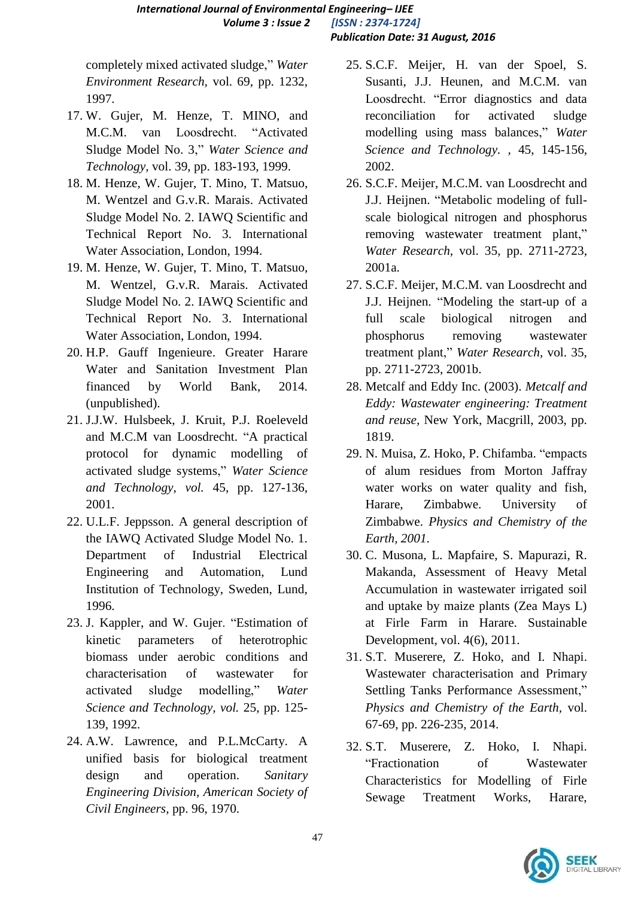completely mixed activated sludge," *Water Environment Research*, vol. 69, pp. 1232, 1997.

17. W. Gujer, M. Henze, T. MINO, and M.C.M. van Loosdrecht. "Activated Sludge Model No. 3," *Water Science and Technology*, vol. 39, pp. 183-193, 1999.
18. M. Henze, W. Gujer, T. Mino, T. Matsuo, M. Wentzel and G.v.R. Marais. Activated Sludge Model No. 2. IAWQ Scientific and Technical Report No. 3. International Water Association, London, 1994.
19. M. Henze, W. Gujer, T. Mino, T. Matsuo, M. Wentzel, G.v.R. Marais. Activated Sludge Model No. 2. IAWQ Scientific and Technical Report No. 3. International Water Association, London, 1994.
20. H.P. Gauff Ingenieure. Greater Harare Water and Sanitation Investment Plan financed by World Bank, 2014. (unpublished).
21. J.J.W. Hulsbeek, J. Kruit, P.J. Roeleveld and M.C.M van Loosdrecht. "A practical protocol for dynamic modelling of activated sludge systems," *Water Science and Technology, vol.* 45, pp. 127-136, 2001.
22. U.L.F. Jeppsson. A general description of the IAWQ Activated Sludge Model No. 1. Department of Industrial Electrical Engineering and Automation, Lund Institution of Technology, Sweden, Lund, 1996.
23. J. Kappler, and W. Gujer. "Estimation of kinetic parameters of heterotrophic biomass under aerobic conditions and characterisation of wastewater for activated sludge modelling," *Water Science and Technology, vol.* 25, pp. 125-139, 1992.
24. A.W. Lawrence, and P.L.McCarty. A unified basis for biological treatment design and operation. *Sanitary Engineering Division, American Society of Civil Engineers*, pp. 96, 1970.
25. S.C.F. Meijer, H. van der Spoel, S. Susanti, J.J. Heunen, and M.C.M. van Loosdrecht. "Error diagnostics and data reconciliation for activated sludge modelling using mass balances," *Water Science and Technology.* , 45, 145-156, 2002.
26. S.C.F. Meijer, M.C.M. van Loosdrecht and J.J. Heijnen. "Metabolic modeling of full-scale biological nitrogen and phosphorus removing wastewater treatment plant," *Water Research*, vol. 35, pp. 2711-2723, 2001a.
27. S.C.F. Meijer, M.C.M. van Loosdrecht and J.J. Heijnen. "Modeling the start-up of a full scale biological nitrogen and phosphorus removing wastewater treatment plant," *Water Research*, vol. 35, pp. 2711-2723, 2001b.
28. Metcalf and Eddy Inc. (2003). *Metcalf and Eddy: Wastewater engineering: Treatment and reuse*, New York, Macgrill, 2003, pp. 1819.
29. N. Muisa, Z. Hoko, P. Chifamba. "empacts of alum residues from Morton Jaffray water works on water quality and fish, Harare, Zimbabwe. University of Zimbabwe. *Physics and Chemistry of the Earth, 2001.*
30. C. Musona, L. Mapfaire, S. Mapurazi, R. Makanda, Assessment of Heavy Metal Accumulation in wastewater irrigated soil and uptake by maize plants (Zea Mays L) at Firle Farm in Harare. Sustainable Development, vol. 4(6), 2011.
31. S.T. Muserere, Z. Hoko, and I. Nhapi. Wastewater characterisation and Primary Settling Tanks Performance Assessment," *Physics and Chemistry of the Earth*, vol. 67-69, pp. 226-235, 2014.
32. S.T. Muserere, Z. Hoko, I. Nhapi. "Fractionation of Wastewater Characteristics for Modelling of Firle Sewage Treatment Works, Harare,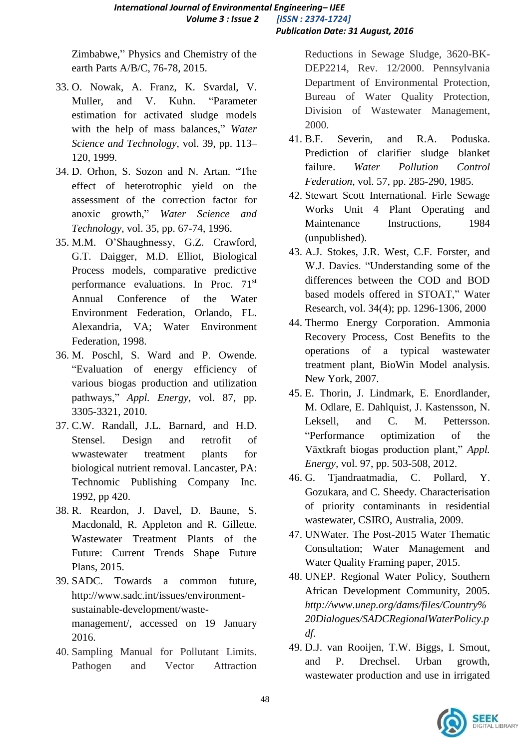Zimbabwe," Physics and Chemistry of the earth Parts A/B/C, 76-78, 2015.

33. O. Nowak, A. Franz, K. Svardal, V. Muller, and V. Kuhn. "Parameter estimation for activated sludge models with the help of mass balances," *Water Science and Technology,* vol. 39, pp. 113–120, 1999.
34. D. Orhon, S. Sozon and N. Artan. "The effect of heterotrophic yield on the assessment of the correction factor for anoxic growth," *Water Science and Technology,* vol. 35, pp. 67-74, 1996.
35. M.M. O'Shaughnessy, G.Z. Crawford, G.T. Daigger, M.D. Elliot, Biological Process models, comparative predictive performance evaluations. In Proc. 71st Annual Conference of the Water Environment Federation, Orlando, FL. Alexandria, VA; Water Environment Federation, 1998.
36. M. Poschl, S. Ward and P. Owende. "Evaluation of energy efficiency of various biogas production and utilization pathways," *Appl. Energy,* vol. 87, pp. 3305-3321, 2010.
37. C.W. Randall, J.L. Barnard, and H.D. Stensel. Design and retrofit of wwastewater treatment plants for biological nutrient removal. Lancaster, PA: Technomic Publishing Company Inc. 1992, pp 420.
38. R. Reardon, J. Davel, D. Baune, S. Macdonald, R. Appleton and R. Gillette. Wastewater Treatment Plants of the Future: Current Trends Shape Future Plans, 2015.
39. SADC. Towards a common future, http://www.sadc.int/issues/environment-sustainable-development/waste-management/, accessed on 19 January 2016.
40. Sampling Manual for Pollutant Limits. Pathogen and Vector Attraction Reductions in Sewage Sludge, 3620-BK-DEP2214, Rev. 12/2000. Pennsylvania Department of Environmental Protection, Bureau of Water Quality Protection, Division of Wastewater Management, 2000.
41. B.F. Severin, and R.A. Poduska. Prediction of clarifier sludge blanket failure. *Water Pollution Control Federation,* vol. 57, pp. 285-290, 1985.
42. Stewart Scott International. Firle Sewage Works Unit 4 Plant Operating and Maintenance Instructions, 1984 (unpublished).
43. A.J. Stokes, J.R. West, C.F. Forster, and W.J. Davies. "Understanding some of the differences between the COD and BOD based models offered in STOAT," Water Research, vol. 34(4); pp. 1296-1306, 2000
44. Thermo Energy Corporation. Ammonia Recovery Process, Cost Benefits to the operations of a typical wastewater treatment plant, BioWin Model analysis. New York, 2007.
45. E. Thorin, J. Lindmark, E. Enordlander, M. Odlare, E. Dahlquist, J. Kastensson, N. Leksell, and C. M. Pettersson. "Performance optimization of the Växtkraft biogas production plant," *Appl. Energy,* vol. 97, pp. 503-508, 2012.
46. G. Tjandraatmadia, C. Pollard, Y. Gozukara, and C. Sheedy. Characterisation of priority contaminants in residential wastewater, CSIRO, Australia, 2009.
47. UNWater. The Post-2015 Water Thematic Consultation; Water Management and Water Quality Framing paper, 2015.
48. UNEP. Regional Water Policy, Southern African Development Community, 2005. *http://www.unep.org/dams/files/Country%20Dialogues/SADCRegionalWaterPolicy.pdf.*
49. D.J. van Rooijen, T.W. Biggs, I. Smout, and P. Drechsel. Urban growth, wastewater production and use in irrigated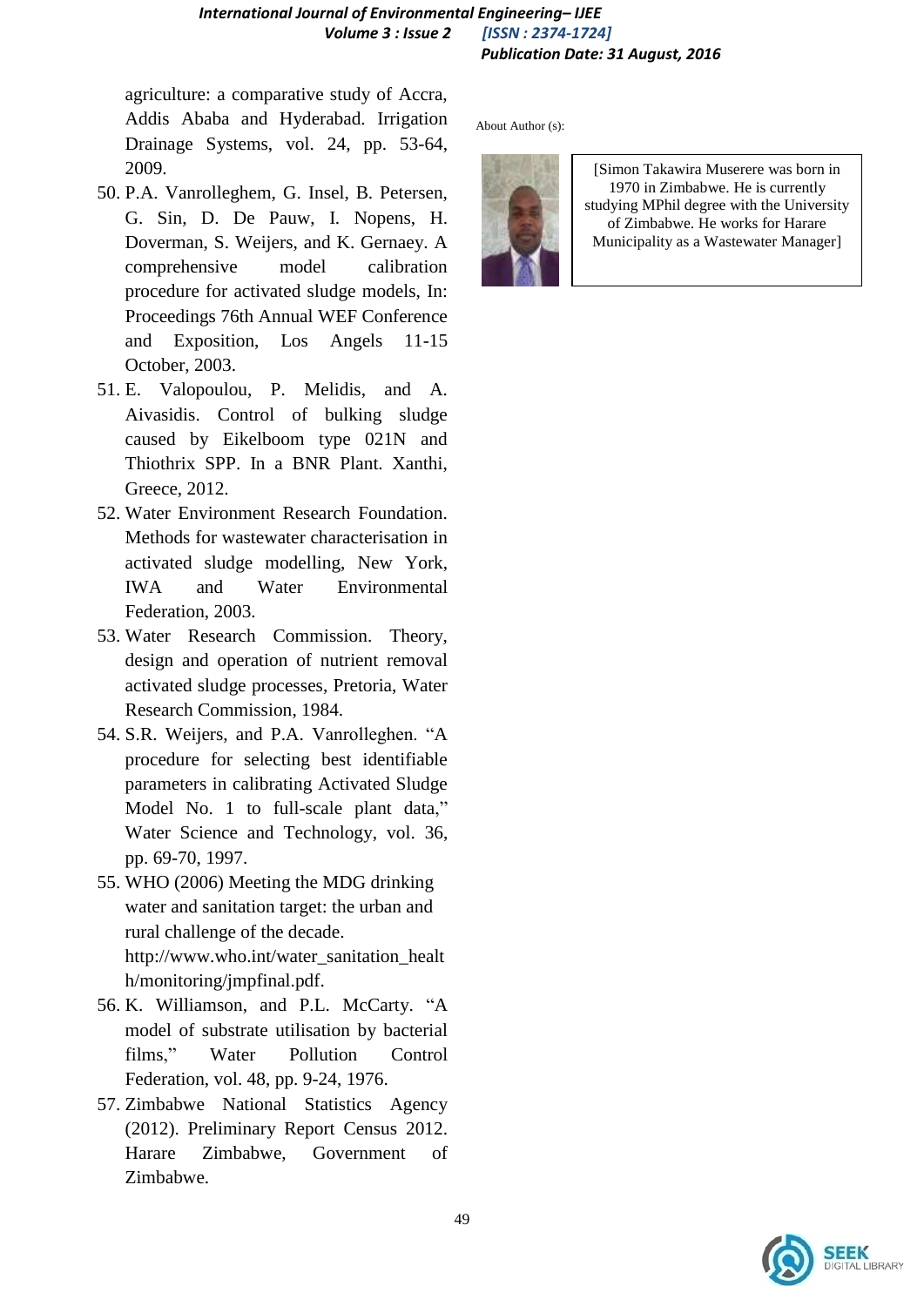agriculture: a comparative study of Accra, Addis Ababa and Hyderabad. Irrigation Drainage Systems, vol. 24, pp. 53-64, 2009.

50. P.A. Vanrolleghem, G. Insel, B. Petersen, G. Sin, D. De Pauw, I. Nopens, H. Doverman, S. Weijers, and K. Gernaey. A comprehensive model calibration procedure for activated sludge models, In: Proceedings 76th Annual WEF Conference and Exposition, Los Angels 11-15 October, 2003.
51. E. Valopoulou, P. Melidis, and A. Aivasidis. Control of bulking sludge caused by Eikelboom type 021N and Thiothrix SPP. In a BNR Plant. Xanthi, Greece, 2012.
52. Water Environment Research Foundation. Methods for wastewater characterisation in activated sludge modelling, New York, IWA and Water Environmental Federation, 2003.
53. Water Research Commission. Theory, design and operation of nutrient removal activated sludge processes, Pretoria, Water Research Commission, 1984.
54. S.R. Weijers, and P.A. Vanrolleghen. "A procedure for selecting best identifiable parameters in calibrating Activated Sludge Model No. 1 to full-scale plant data," Water Science and Technology, vol. 36, pp. 69-70, 1997.
55. WHO (2006) Meeting the MDG drinking water and sanitation target: the urban and rural challenge of the decade. http://www.who.int/water_sanitation_health/monitoring/jmpfinal.pdf.
56. K. Williamson, and P.L. McCarty. "A model of substrate utilisation by bacterial films," Water Pollution Control Federation, vol. 48, pp. 9-24, 1976.
57. Zimbabwe National Statistics Agency (2012). Preliminary Report Census 2012. Harare Zimbabwe, Government of Zimbabwe.

About Author (s):

[Simon Takawira Muserere was born in 1970 in Zimbabwe. He is currently studying MPhil degree with the University of Zimbabwe. He works for Harare Municipality as a Wastewater Manager]